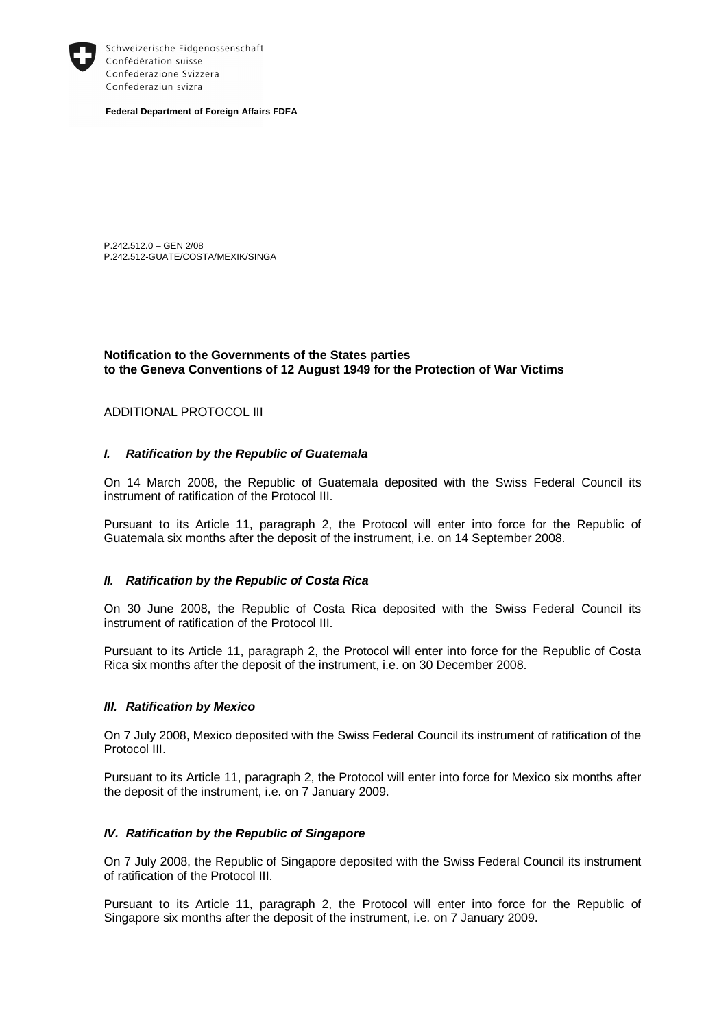Schweizerische Eidgenossenschaft
Confédération suisse
Confederazione Svizzera
Confederaziun svizra

**Federal Department of Foreign Affairs FDFA**

P.242.512.0 – GEN 2/08
P.242.512-GUATE/COSTA/MEXIK/SINGA

**Notification to the Governments of the States parties to the Geneva Conventions of 12 August 1949 for the Protection of War Victims**

ADDITIONAL PROTOCOL III

### *I. Ratification by the Republic of Guatemala*

On 14 March 2008, the Republic of Guatemala deposited with the Swiss Federal Council its instrument of ratification of the Protocol III.

Pursuant to its Article 11, paragraph 2, the Protocol will enter into force for the Republic of Guatemala six months after the deposit of the instrument, i.e. on 14 September 2008.

### *II. Ratification by the Republic of Costa Rica*

On 30 June 2008, the Republic of Costa Rica deposited with the Swiss Federal Council its instrument of ratification of the Protocol III.

Pursuant to its Article 11, paragraph 2, the Protocol will enter into force for the Republic of Costa Rica six months after the deposit of the instrument, i.e. on 30 December 2008.

### *III. Ratification by Mexico*

On 7 July 2008, Mexico deposited with the Swiss Federal Council its instrument of ratification of the Protocol III.

Pursuant to its Article 11, paragraph 2, the Protocol will enter into force for Mexico six months after the deposit of the instrument, i.e. on 7 January 2009.

### *IV. Ratification by the Republic of Singapore*

On 7 July 2008, the Republic of Singapore deposited with the Swiss Federal Council its instrument of ratification of the Protocol III.

Pursuant to its Article 11, paragraph 2, the Protocol will enter into force for the Republic of Singapore six months after the deposit of the instrument, i.e. on 7 January 2009.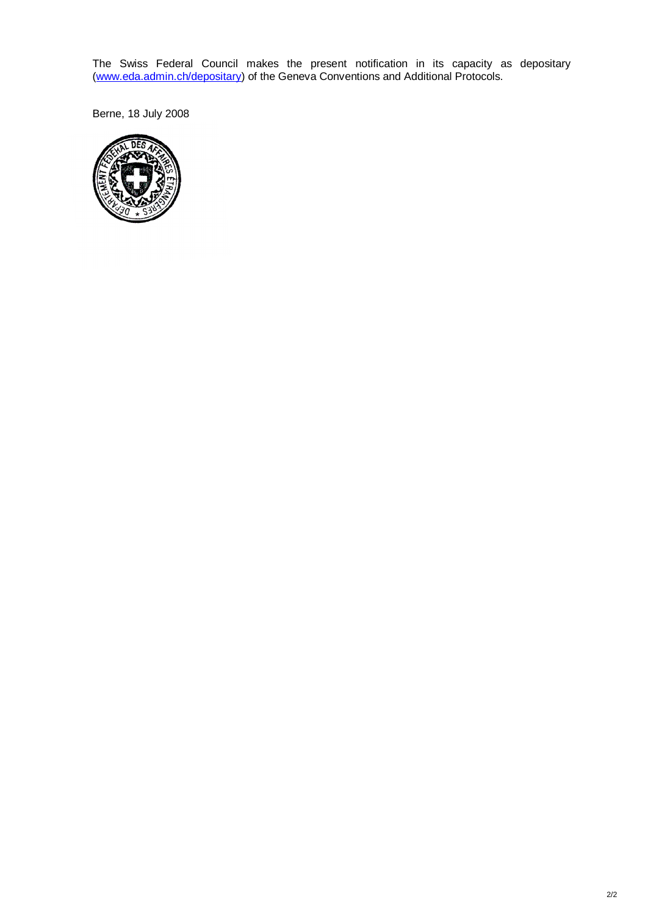The Swiss Federal Council makes the present notification in its capacity as depositary ([www.eda.admin.ch/depositary](http://www.eda.admin.ch/depositary)) of the Geneva Conventions and Additional Protocols.

Berne, 18 July 2008